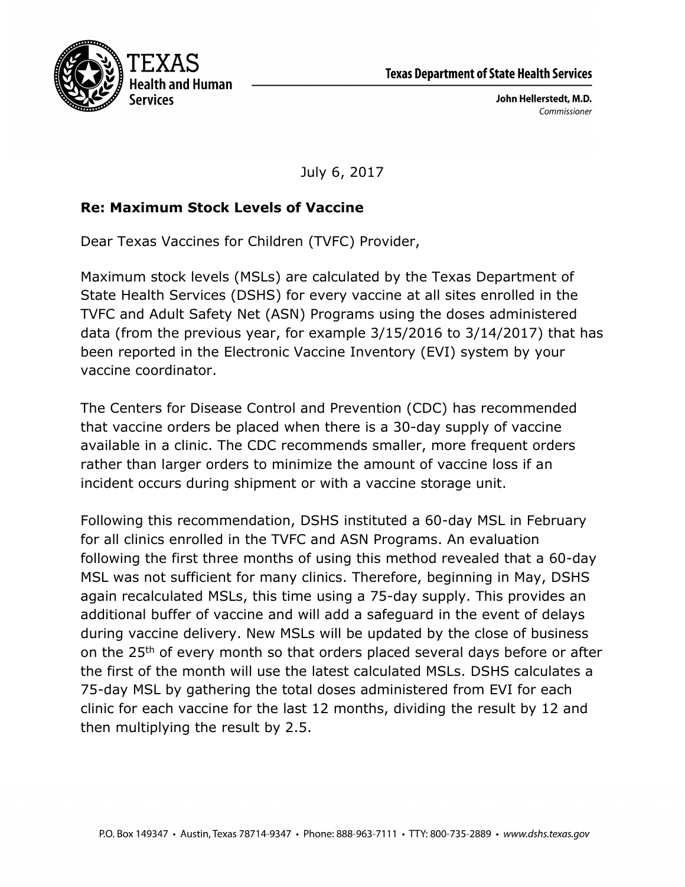Texas Health and Human Services

**Texas Department of State Health Services**

**John Hellerstedt, M.D.**
*Commissioner*

July 6, 2017

**Re: Maximum Stock Levels of Vaccine**

Dear Texas Vaccines for Children (TVFC) Provider,

Maximum stock levels (MSLs) are calculated by the Texas Department of State Health Services (DSHS) for every vaccine at all sites enrolled in the TVFC and Adult Safety Net (ASN) Programs using the doses administered data (from the previous year, for example 3/15/2016 to 3/14/2017) that has been reported in the Electronic Vaccine Inventory (EVI) system by your vaccine coordinator.

The Centers for Disease Control and Prevention (CDC) has recommended that vaccine orders be placed when there is a 30-day supply of vaccine available in a clinic. The CDC recommends smaller, more frequent orders rather than larger orders to minimize the amount of vaccine loss if an incident occurs during shipment or with a vaccine storage unit.

Following this recommendation, DSHS instituted a 60-day MSL in February for all clinics enrolled in the TVFC and ASN Programs. An evaluation following the first three months of using this method revealed that a 60-day MSL was not sufficient for many clinics. Therefore, beginning in May, DSHS again recalculated MSLs, this time using a 75-day supply. This provides an additional buffer of vaccine and will add a safeguard in the event of delays during vaccine delivery. New MSLs will be updated by the close of business on the 25th of every month so that orders placed several days before or after the first of the month will use the latest calculated MSLs. DSHS calculates a 75-day MSL by gathering the total doses administered from EVI for each clinic for each vaccine for the last 12 months, dividing the result by 12 and then multiplying the result by 2.5.

P.O. Box 149347 • Austin, Texas 78714-9347 • Phone: 888-963-7111 • TTY: 800-735-2889 • *www.dshs.texas.gov*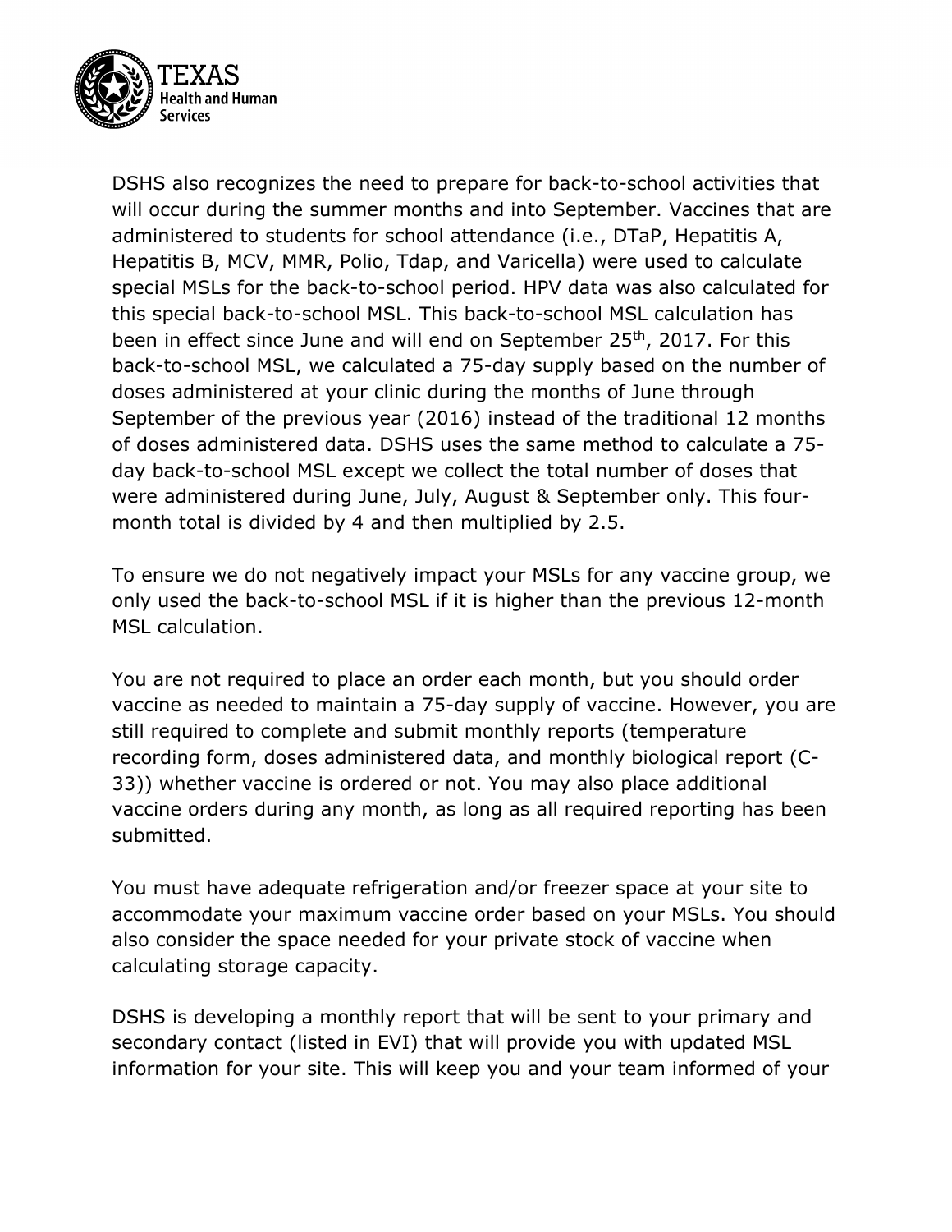DSHS also recognizes the need to prepare for back-to-school activities that will occur during the summer months and into September. Vaccines that are administered to students for school attendance (i.e., DTaP, Hepatitis A, Hepatitis B, MCV, MMR, Polio, Tdap, and Varicella) were used to calculate special MSLs for the back-to-school period. HPV data was also calculated for this special back-to-school MSL. This back-to-school MSL calculation has been in effect since June and will end on September 25th, 2017. For this back-to-school MSL, we calculated a 75-day supply based on the number of doses administered at your clinic during the months of June through September of the previous year (2016) instead of the traditional 12 months of doses administered data. DSHS uses the same method to calculate a 75-day back-to-school MSL except we collect the total number of doses that were administered during June, July, August & September only. This four-month total is divided by 4 and then multiplied by 2.5.

To ensure we do not negatively impact your MSLs for any vaccine group, we only used the back-to-school MSL if it is higher than the previous 12-month MSL calculation.

You are not required to place an order each month, but you should order vaccine as needed to maintain a 75-day supply of vaccine. However, you are still required to complete and submit monthly reports (temperature recording form, doses administered data, and monthly biological report (C-33)) whether vaccine is ordered or not. You may also place additional vaccine orders during any month, as long as all required reporting has been submitted.

You must have adequate refrigeration and/or freezer space at your site to accommodate your maximum vaccine order based on your MSLs. You should also consider the space needed for your private stock of vaccine when calculating storage capacity.

DSHS is developing a monthly report that will be sent to your primary and secondary contact (listed in EVI) that will provide you with updated MSL information for your site. This will keep you and your team informed of your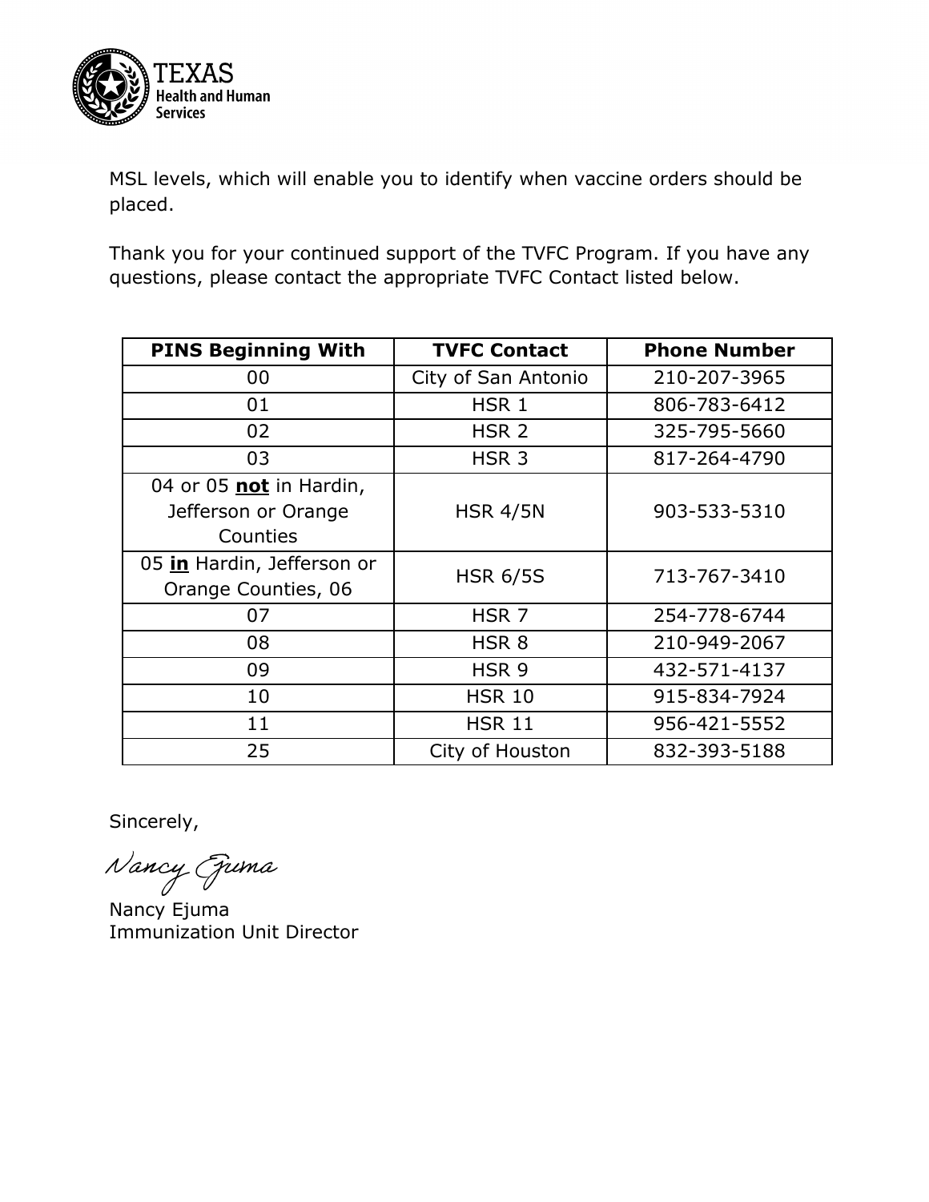MSL levels, which will enable you to identify when vaccine orders should be placed.

Thank you for your continued support of the TVFC Program. If you have any questions, please contact the appropriate TVFC Contact listed below.

| PINS Beginning With | TVFC Contact | Phone Number |
| --- | --- | --- |
| 00 | City of San Antonio | 210-207-3965 |
| 01 | HSR 1 | 806-783-6412 |
| 02 | HSR 2 | 325-795-5660 |
| 03 | HSR 3 | 817-264-4790 |
| 04 or 05 **not** in Hardin, Jefferson or Orange Counties | HSR 4/5N | 903-533-5310 |
| 05 **in** Hardin, Jefferson or Orange Counties, 06 | HSR 6/5S | 713-767-3410 |
| 07 | HSR 7 | 254-778-6744 |
| 08 | HSR 8 | 210-949-2067 |
| 09 | HSR 9 | 432-571-4137 |
| 10 | HSR 10 | 915-834-7924 |
| 11 | HSR 11 | 956-421-5552 |
| 25 | City of Houston | 832-393-5188 |

Sincerely,

Nancy Ejuma

Nancy Ejuma
Immunization Unit Director